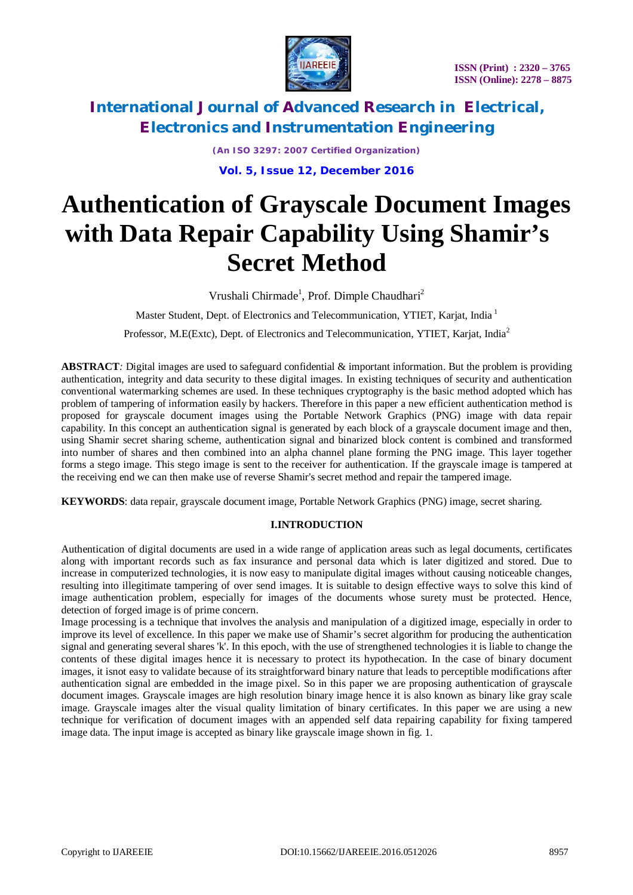# Authentication of Grayscale Document Images with Data Repair Capability Using Shamir's Secret Method

Vrushali Chirmade[1], Prof. Dimple Chaudhari[2]

Master Student, Dept. of Electronics and Telecommunication, YTIET, Karjat, India [1]

Professor, M.E(Extc), Dept. of Electronics and Telecommunication, YTIET, Karjat, India[2]

**ABSTRACT***:* Digital images are used to safeguard confidential & important information. But the problem is providing authentication, integrity and data security to these digital images. In existing techniques of security and authentication conventional watermarking schemes are used. In these techniques cryptography is the basic method adopted which has problem of tampering of information easily by hackers. Therefore in this paper a new efficient authentication method is proposed for grayscale document images using the Portable Network Graphics (PNG) image with data repair capability. In this concept an authentication signal is generated by each block of a grayscale document image and then, using Shamir secret sharing scheme, authentication signal and binarized block content is combined and transformed into number of shares and then combined into an alpha channel plane forming the PNG image. This layer together forms a stego image. This stego image is sent to the receiver for authentication. If the grayscale image is tampered at the receiving end we can then make use of reverse Shamir's secret method and repair the tampered image.

**KEYWORDS**: data repair, grayscale document image, Portable Network Graphics (PNG) image, secret sharing.

## I.INTRODUCTION

Authentication of digital documents are used in a wide range of application areas such as legal documents, certificates along with important records such as fax insurance and personal data which is later digitized and stored. Due to increase in computerized technologies, it is now easy to manipulate digital images without causing noticeable changes, resulting into illegitimate tampering of over send images. It is suitable to design effective ways to solve this kind of image authentication problem, especially for images of the documents whose surety must be protected. Hence, detection of forged image is of prime concern.

Image processing is a technique that involves the analysis and manipulation of a digitized image, especially in order to improve its level of excellence. In this paper we make use of Shamir's secret algorithm for producing the authentication signal and generating several shares 'k'. In this epoch, with the use of strengthened technologies it is liable to change the contents of these digital images hence it is necessary to protect its hypothecation. In the case of binary document images, it isnot easy to validate because of its straightforward binary nature that leads to perceptible modifications after authentication signal are embedded in the image pixel. So in this paper we are proposing authentication of grayscale document images. Grayscale images are high resolution binary image hence it is also known as binary like gray scale image. Grayscale images alter the visual quality limitation of binary certificates. In this paper we are using a new technique for verification of document images with an appended self data repairing capability for fixing tampered image data. The input image is accepted as binary like grayscale image shown in fig. 1.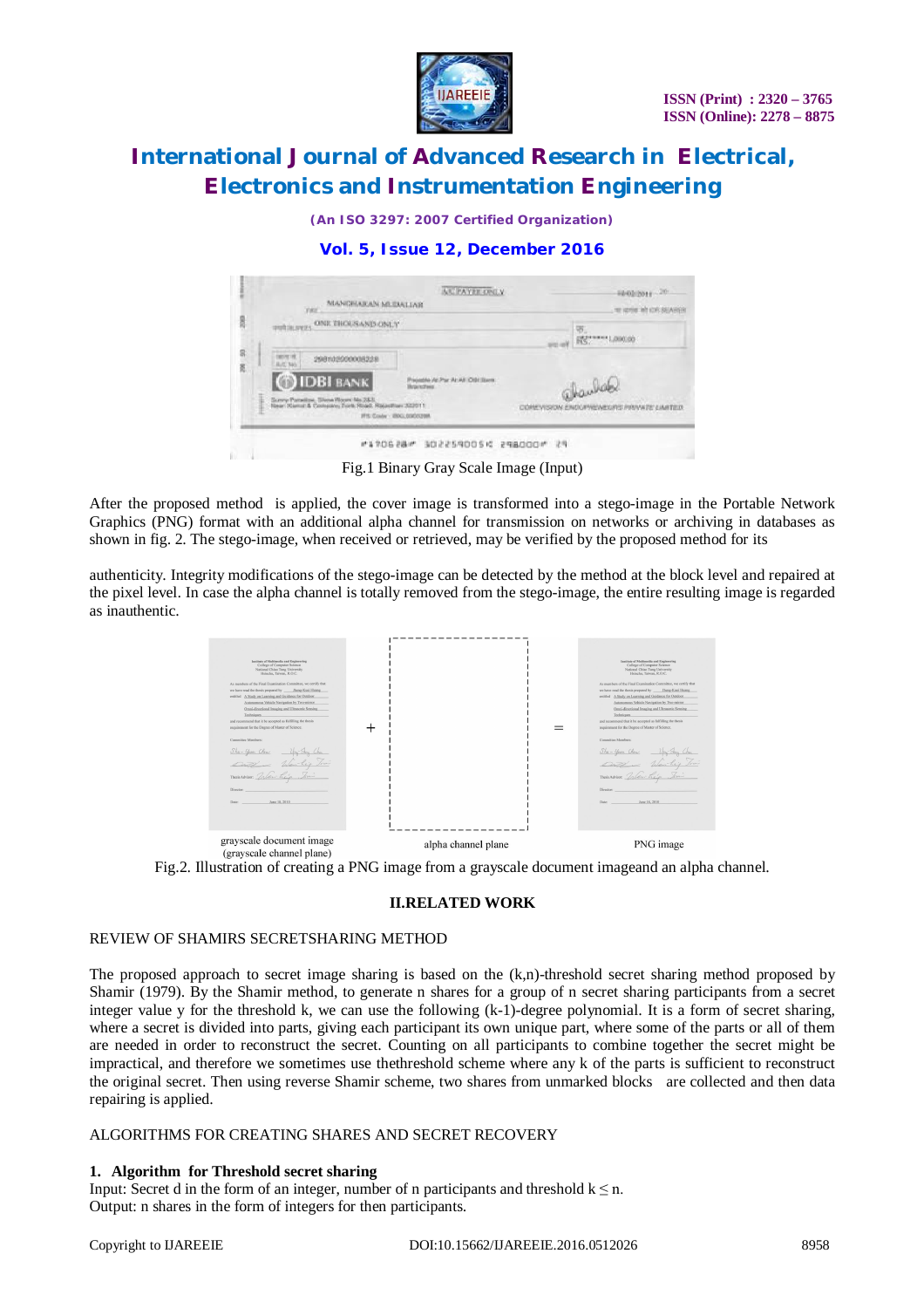Fig.1 Binary Gray Scale Image (Input)

After the proposed method is applied, the cover image is transformed into a stego-image in the Portable Network Graphics (PNG) format with an additional alpha channel for transmission on networks or archiving in databases as shown in fig. 2. The stego-image, when received or retrieved, may be verified by the proposed method for its

authenticity. Integrity modifications of the stego-image can be detected by the method at the block level and repaired at the pixel level. In case the alpha channel is totally removed from the stego-image, the entire resulting image is regarded as inauthentic.

grayscale document image (grayscale channel plane) + alpha channel plane = PNG image

Fig.2. Illustration of creating a PNG image from a grayscale document imageand an alpha channel.

## II.RELATED WORK

REVIEW OF SHAMIRS SECRETSHARING METHOD

The proposed approach to secret image sharing is based on the (k,n)-threshold secret sharing method proposed by Shamir (1979). By the Shamir method, to generate n shares for a group of n secret sharing participants from a secret integer value y for the threshold k, we can use the following (k-1)-degree polynomial. It is a form of secret sharing, where a secret is divided into parts, giving each participant its own unique part, where some of the parts or all of them are needed in order to reconstruct the secret. Counting on all participants to combine together the secret might be impractical, and therefore we sometimes use thethreshold scheme where any k of the parts is sufficient to reconstruct the original secret. Then using reverse Shamir scheme, two shares from unmarked blocks are collected and then data repairing is applied.

ALGORITHMS FOR CREATING SHARES AND SECRET RECOVERY

**1. Algorithm for Threshold secret sharing**

Input: Secret d in the form of an integer, number of n participants and threshold $k \leq n$.
Output: n shares in the form of integers for then participants.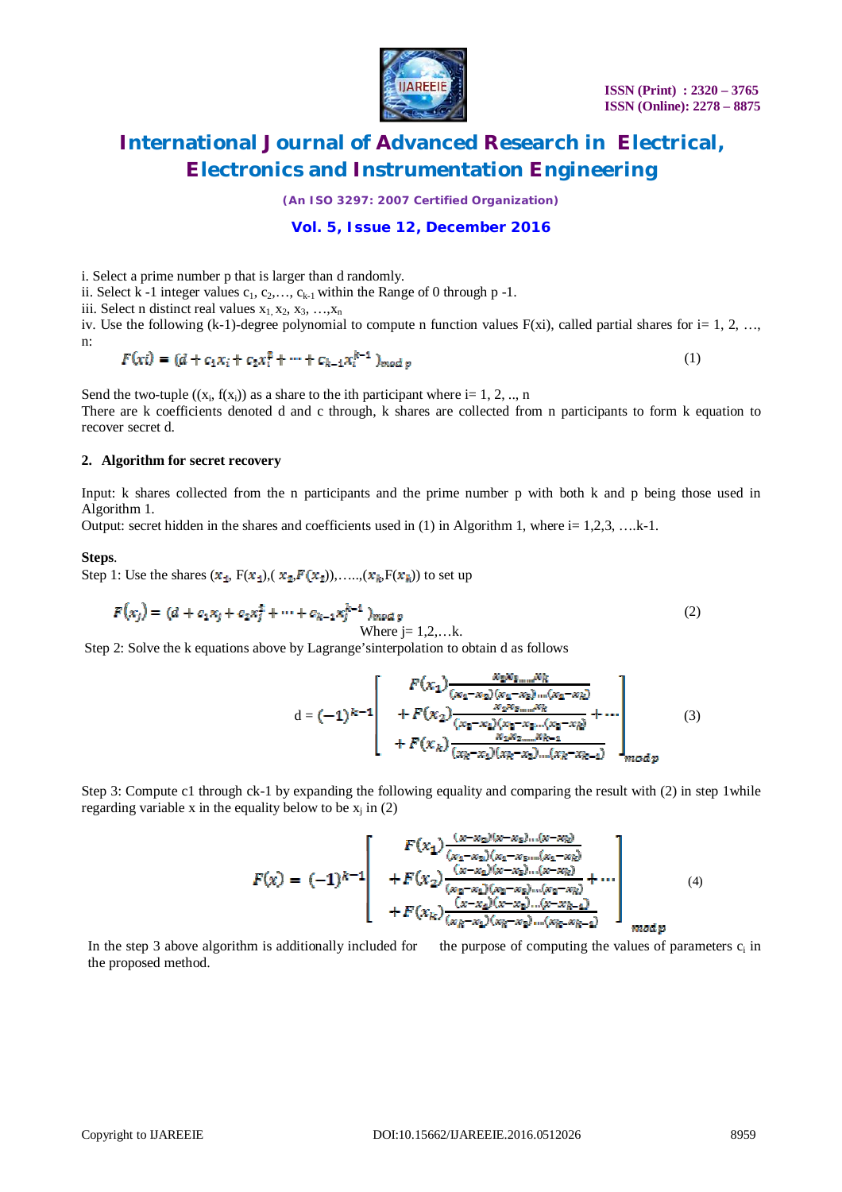i. Select a prime number p that is larger than d randomly.
ii. Select k -1 integer values $c_1, c_2, \ldots, c_{k-1}$ within the Range of 0 through p -1.
iii. Select n distinct real values $x_1, x_2, x_3, \ldots, x_n$
iv. Use the following (k-1)-degree polynomial to compute n function values F(xi), called partial shares for i= 1, 2, …, n:

$$F(xi) = (d + c_1x_i + c_2x_i^2 + \cdots + c_{k-1}x_i^{k-1})_{mod\ p} \tag{1}$$

Send the two-tuple $((x_i, f(x_i))$ as a share to the ith participant where i= 1, 2, .., n
There are k coefficients denoted d and c through, k shares are collected from n participants to form k equation to recover secret d.

### 2. Algorithm for secret recovery

Input: k shares collected from the n participants and the prime number p with both k and p being those used in Algorithm 1.
Output: secret hidden in the shares and coefficients used in (1) in Algorithm 1, where i= 1,2,3, ….k-1.

**Steps**.
Step 1: Use the shares $(x_1, F(x_1)), (x_2, F(x_2)), \ldots, (x_k, F(x_k))$ to set up

$$F(x_j) = (d + c_1x_j + c_2x_j^2 + \cdots + c_{k-1}x_j^{k-1})_{mod\ p} \tag{2}$$

Where j= 1,2,…k.

Step 2: Solve the k equations above by Lagrange'sinterpolation to obtain d as follows

$$d = (-1)^{k-1}\left[\begin{array}{c} F(x_1)\dfrac{x_2x_3 \ldots x_k}{(x_1-x_2)(x_1-x_3)\ldots(x_1-x_k)} \\ +F(x_2)\dfrac{x_1x_3 \ldots x_k}{(x_2-x_1)(x_2-x_3)\ldots(x_2-x_k)} + \cdots \\ +F(x_k)\dfrac{x_1x_2 \ldots x_{k-1}}{(x_k-x_1)(x_k-x_2)\ldots(x_k-x_{k-1})} \end{array}\right]_{mod\ p} \tag{3}$$

Step 3: Compute c1 through ck-1 by expanding the following equality and comparing the result with (2) in step 1while regarding variable x in the equality below to be $x_j$ in (2)

$$F(x) = (-1)^{k-1}\left[\begin{array}{c} F(x_1)\dfrac{(x-x_2)(x-x_3)\ldots(x-x_k)}{(x_1-x_2)(x_1-x_3)\ldots(x_1-x_k)} \\ +F(x_2)\dfrac{(x-x_1)(x-x_3)\ldots(x-x_k)}{(x_2-x_1)(x_2-x_3)\ldots(x_2-x_k)} + \cdots \\ +F(x_k)\dfrac{(x-x_1)(x-x_2)\ldots(x-x_{k-1})}{(x_k-x_1)(x_k-x_2)\ldots(x_k-x_{k-1})} \end{array}\right]_{mod\ p} \tag{4}$$

In the step 3 above algorithm is additionally included for the purpose of computing the values of parameters $c_i$ in the proposed method.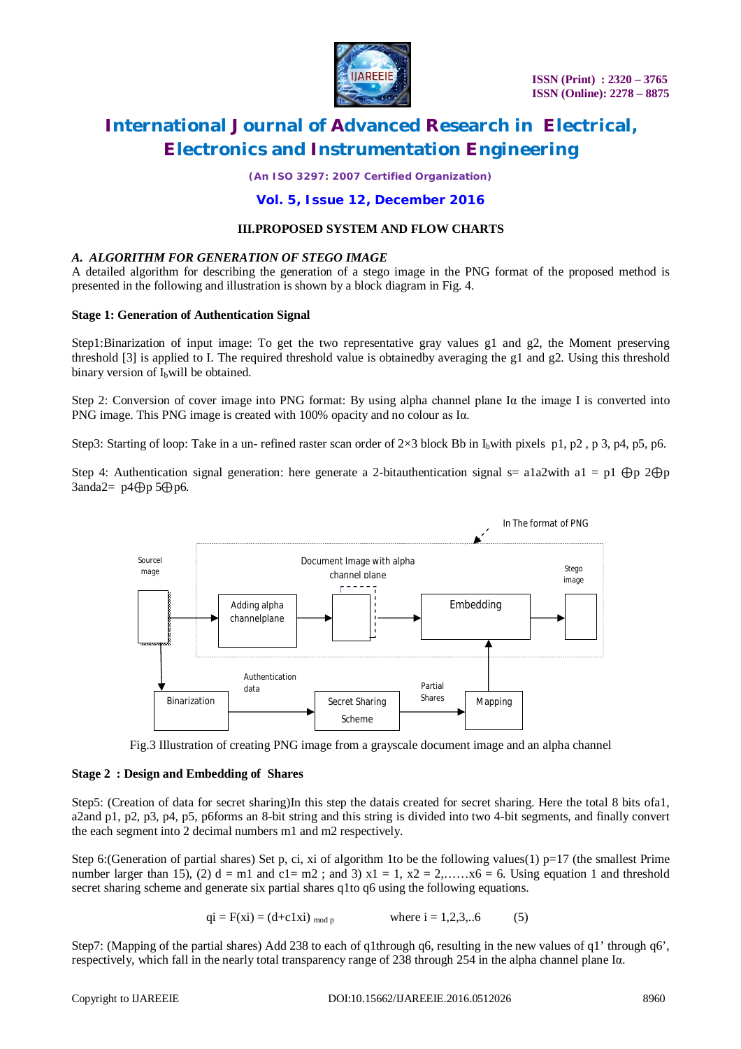## III.PROPOSED SYSTEM AND FLOW CHARTS

### *A. ALGORITHM FOR GENERATION OF STEGO IMAGE*

A detailed algorithm for describing the generation of a stego image in the PNG format of the proposed method is presented in the following and illustration is shown by a block diagram in Fig. 4.

**Stage 1: Generation of Authentication Signal**

Step1:Binarization of input image: To get the two representative gray values g1 and g2, the Moment preserving threshold [3] is applied to I. The required threshold value is obtainedby averaging the g1 and g2. Using this threshold binary version of $I_b$will be obtained.

Step 2: Conversion of cover image into PNG format: By using alpha channel plane Iα the image I is converted into PNG image. This PNG image is created with 100% opacity and no colour as Iα.

Step3: Starting of loop: Take in a un- refined raster scan order of 2×3 block Bb in $I_b$with pixels p1, p2 , p 3, p4, p5, p6.

Step 4: Authentication signal generation: here generate a 2-bitauthentication signal s= a1a2with a1 = p1 ⊕p 2⊕p 3anda2= p4⊕p 5⊕p6.

Fig.3 Illustration of creating PNG image from a grayscale document image and an alpha channel

**Stage 2 : Design and Embedding of Shares**

Step5: (Creation of data for secret sharing)In this step the datais created for secret sharing. Here the total 8 bits ofa1, a2and p1, p2, p3, p4, p5, p6forms an 8-bit string and this string is divided into two 4-bit segments, and finally convert the each segment into 2 decimal numbers m1 and m2 respectively.

Step 6:(Generation of partial shares) Set p, ci, xi of algorithm 1to be the following values(1) p=17 (the smallest Prime number larger than 15), (2) d = m1 and c1= m2 ; and 3) x1 = 1, x2 = 2,……x6 = 6. Using equation 1 and threshold secret sharing scheme and generate six partial shares q1to q6 using the following equations.

$$q_i = F(x_i) = (d + c_1 x_i)_{\text{mod } p} \qquad \text{where } i = 1,2,3,..6 \qquad (5)$$

Step7: (Mapping of the partial shares) Add 238 to each of q1through q6, resulting in the new values of q1' through q6', respectively, which fall in the nearly total transparency range of 238 through 254 in the alpha channel plane Iα.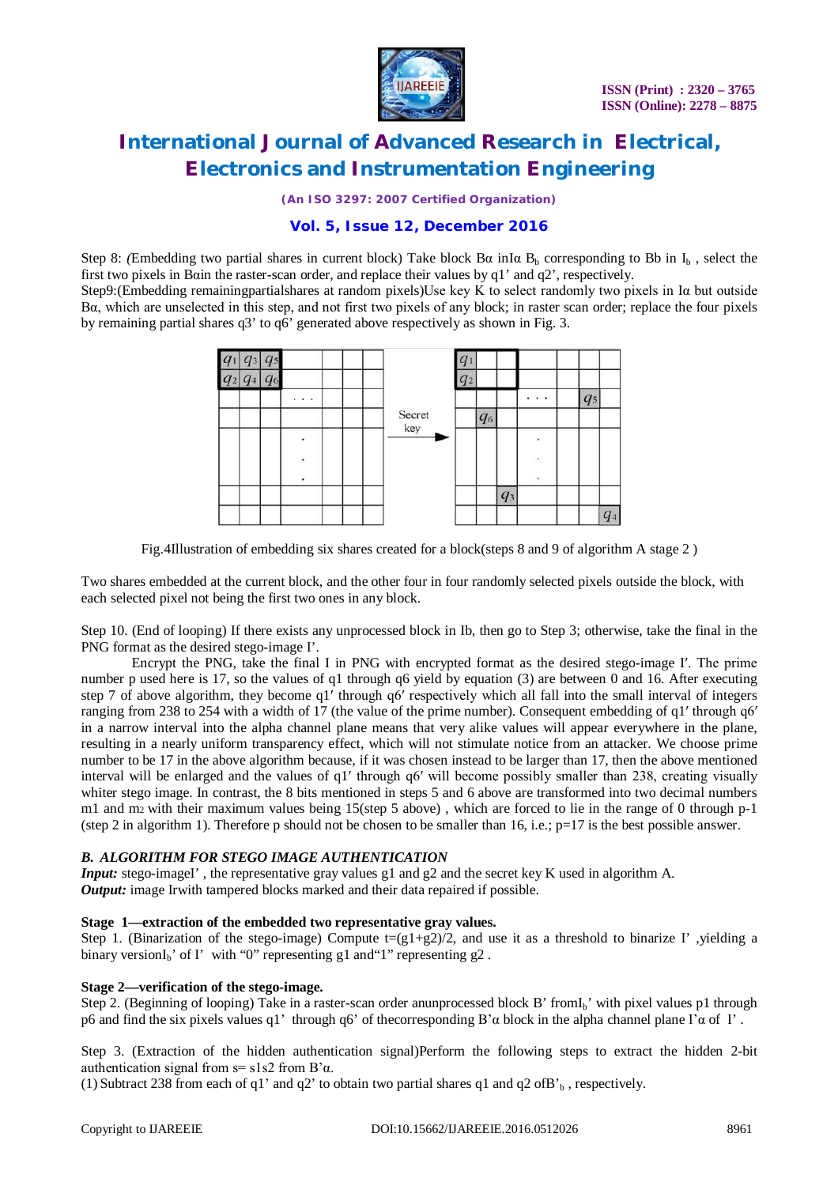Step 8: *(*Embedding two partial shares in current block) Take block Bα inIα $B_b$ corresponding to Bb in $I_b$ , select the first two pixels in Bαin the raster-scan order, and replace their values by q1' and q2', respectively.

Step9:(Embedding remainingpartialshares at random pixels)Use key K to select randomly two pixels in Iα but outside Bα, which are unselected in this step, and not first two pixels of any block; in raster scan order; replace the four pixels by remaining partial shares q3' to q6' generated above respectively as shown in Fig. 3.

Fig.4Illustration of embedding six shares created for a block(steps 8 and 9 of algorithm A stage 2 )

Two shares embedded at the current block, and the other four in four randomly selected pixels outside the block, with each selected pixel not being the first two ones in any block.

Step 10. (End of looping) If there exists any unprocessed block in Ib, then go to Step 3; otherwise, take the final in the PNG format as the desired stego-image I'.

Encrypt the PNG, take the final I in PNG with encrypted format as the desired stego-image I′. The prime number p used here is 17, so the values of q1 through q6 yield by equation (3) are between 0 and 16. After executing step 7 of above algorithm, they become q1′ through q6′ respectively which all fall into the small interval of integers ranging from 238 to 254 with a width of 17 (the value of the prime number). Consequent embedding of q1′ through q6′ in a narrow interval into the alpha channel plane means that very alike values will appear everywhere in the plane, resulting in a nearly uniform transparency effect, which will not stimulate notice from an attacker. We choose prime number to be 17 in the above algorithm because, if it was chosen instead to be larger than 17, then the above mentioned interval will be enlarged and the values of q1′ through q6′ will become possibly smaller than 238, creating visually whiter stego image. In contrast, the 8 bits mentioned in steps 5 and 6 above are transformed into two decimal numbers m1 and $m_2$ with their maximum values being 15(step 5 above) , which are forced to lie in the range of 0 through p-1 (step 2 in algorithm 1). Therefore p should not be chosen to be smaller than 16, i.e.; p=17 is the best possible answer.

### *B. ALGORITHM FOR STEGO IMAGE AUTHENTICATION*

***Input:*** stego-imageI' , the representative gray values g1 and g2 and the secret key K used in algorithm A.
***Output:*** image Irwith tampered blocks marked and their data repaired if possible.

**Stage 1—extraction of the embedded two representative gray values.**

Step 1. (Binarization of the stego-image) Compute t=(g1+g2)/2, and use it as a threshold to binarize I' ,yielding a binary version$I_b$' of I' with "0" representing g1 and"1" representing g2 .

**Stage 2—verification of the stego-image.**

Step 2. (Beginning of looping) Take in a raster-scan order anunprocessed block B' from$I_b$' with pixel values p1 through p6 and find the six pixels values q1' through q6' of thecorresponding B'α block in the alpha channel plane I'α of I' .

Step 3. (Extraction of the hidden authentication signal)Perform the following steps to extract the hidden 2-bit authentication signal from s= s1s2 from B'α.

(1) Subtract 238 from each of q1' and q2' to obtain two partial shares q1 and q2 ofB'$_b$ , respectively.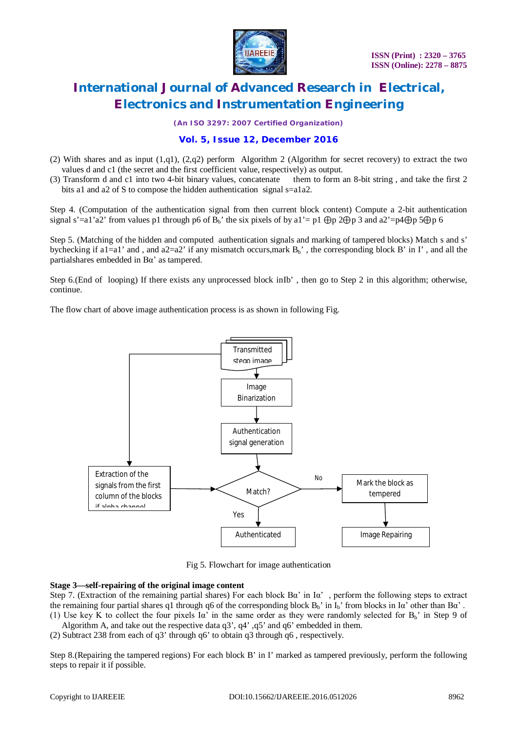(2) With shares and as input (1,q1), (2,q2) perform Algorithm 2 (Algorithm for secret recovery) to extract the two values d and c1 (the secret and the first coefficient value, respectively) as output.

(3) Transform d and c1 into two 4-bit binary values, concatenate them to form an 8-bit string , and take the first 2 bits a1 and a2 of S to compose the hidden authentication signal s=a1a2.

Step 4. (Computation of the authentication signal from then current block content) Compute a 2-bit authentication signal s'=a1'a2' from values p1 through p6 of $B_b$' the six pixels of by a1'= p1 ⊕p 2⊕p 3 and a2'=p4⊕p 5⊕p 6

Step 5. (Matching of the hidden and computed authentication signals and marking of tampered blocks) Match s and s' bychecking if a1=a1' and , and a2=a2' if any mismatch occurs,mark $B_b$' , the corresponding block B' in I' , and all the partialshares embedded in Bα' as tampered.

Step 6.(End of looping) If there exists any unprocessed block inIb' , then go to Step 2 in this algorithm; otherwise, continue.

The flow chart of above image authentication process is as shown in following Fig.

Fig 5. Flowchart for image authentication

**Stage 3—self-repairing of the original image content**

Step 7. (Extraction of the remaining partial shares) For each block Bα' in Iα' , perform the following steps to extract the remaining four partial shares q1 through q6 of the corresponding block $B_b$' in $I_b$' from blocks in Iα' other than Bα' .

(1) Use key K to collect the four pixels Iα' in the same order as they were randomly selected for $B_b$' in Step 9 of Algorithm A, and take out the respective data q3', q4' ,q5' and q6' embedded in them.

(2) Subtract 238 from each of q3' through q6' to obtain q3 through q6 , respectively.

Step 8.(Repairing the tampered regions) For each block B' in I' marked as tampered previously, perform the following steps to repair it if possible.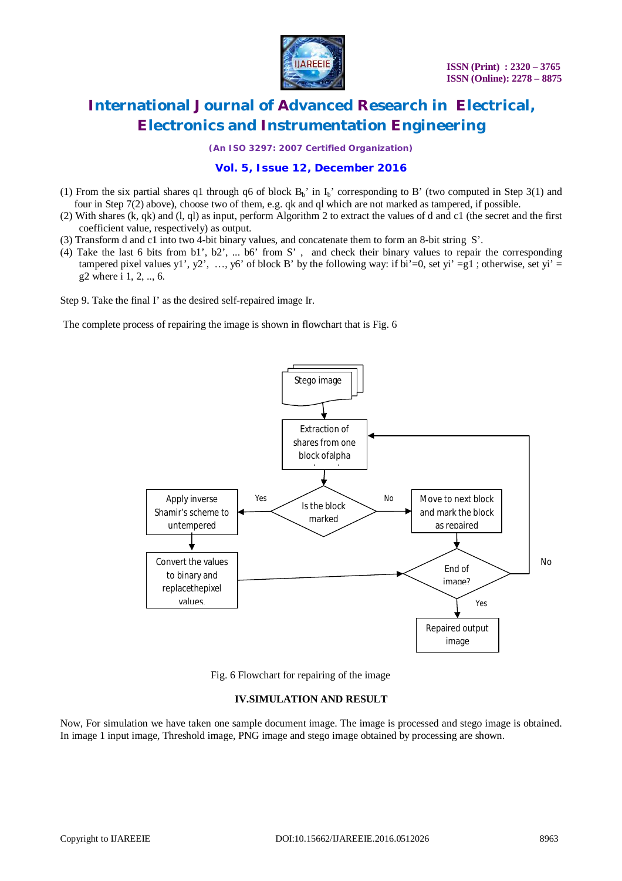(1) From the six partial shares q1 through q6 of block $B_b$' in $I_b$' corresponding to B' (two computed in Step 3(1) and four in Step 7(2) above), choose two of them, e.g. qk and ql which are not marked as tampered, if possible.

(2) With shares (k, qk) and (l, ql) as input, perform Algorithm 2 to extract the values of d and c1 (the secret and the first coefficient value, respectively) as output.

(3) Transform d and c1 into two 4-bit binary values, and concatenate them to form an 8-bit string S'.

(4) Take the last 6 bits from b1', b2', ... b6' from S' , and check their binary values to repair the corresponding tampered pixel values y1', y2', …, y6' of block B' by the following way: if bi'=0, set yi' =g1 ; otherwise, set yi' = g2 where i 1, 2, .., 6.

Step 9. Take the final I' as the desired self-repaired image Ir.

The complete process of repairing the image is shown in flowchart that is Fig. 6

Fig. 6 Flowchart for repairing of the image

## IV.SIMULATION AND RESULT

Now, For simulation we have taken one sample document image. The image is processed and stego image is obtained. In image 1 input image, Threshold image, PNG image and stego image obtained by processing are shown.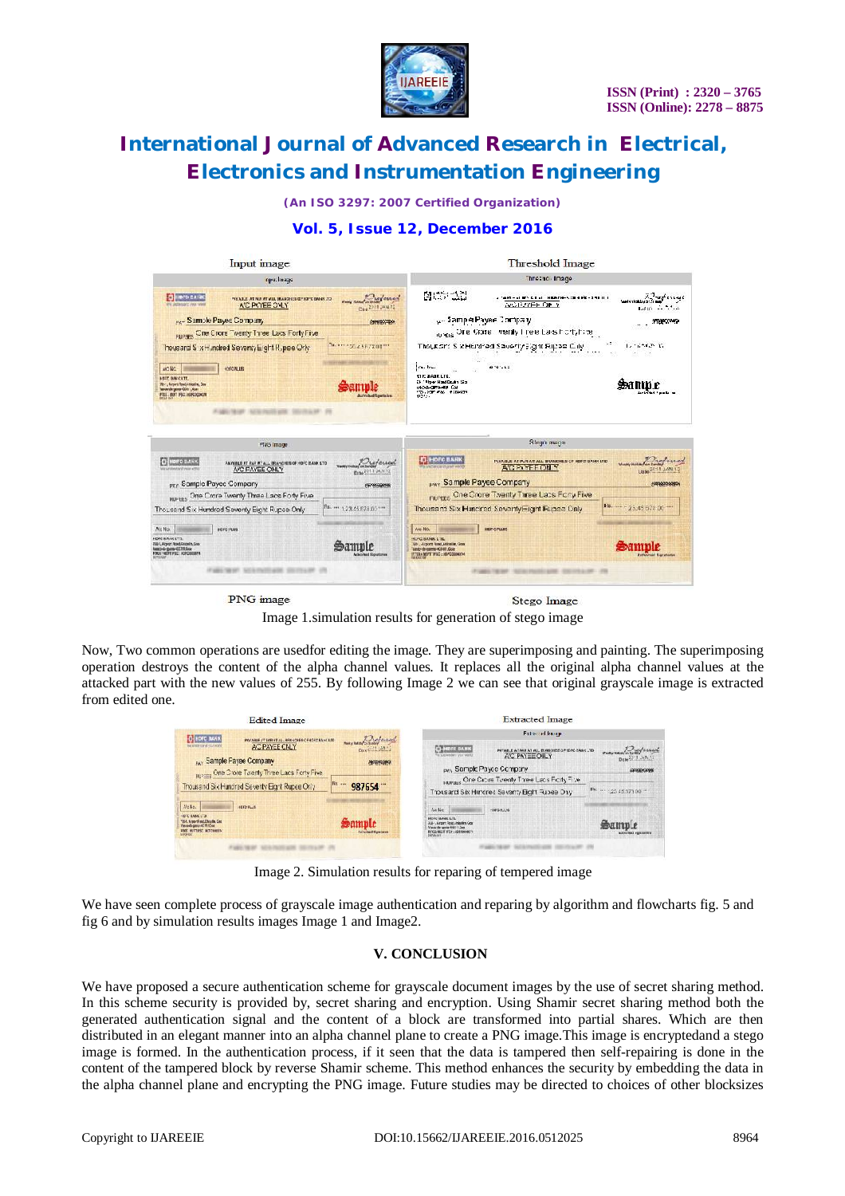Input image

Threshold Image

PNG image

Stego Image

Image 1.simulation results for generation of stego image

Now, Two common operations are usedfor editing the image. They are superimposing and painting. The superimposing operation destroys the content of the alpha channel values. It replaces all the original alpha channel values at the attacked part with the new values of 255. By following Image 2 we can see that original grayscale image is extracted from edited one.

Edited Image

Extracted Image

Image 2. Simulation results for reparing of tempered image

We have seen complete process of grayscale image authentication and repairing by algorithm and flowcharts fig. 5 and fig 6 and by simulation results images Image 1 and Image2.

## V. CONCLUSION

We have proposed a secure authentication scheme for grayscale document images by the use of secret sharing method. In this scheme security is provided by, secret sharing and encryption. Using Shamir secret sharing method both the generated authentication signal and the content of a block are transformed into partial shares. Which are then distributed in an elegant manner into an alpha channel plane to create a PNG image.This image is encryptedand a stego image is formed. In the authentication process, if it seen that the data is tampered then self-repairing is done in the content of the tampered block by reverse Shamir scheme. This method enhances the security by embedding the data in the alpha channel plane and encrypting the PNG image. Future studies may be directed to choices of other blocksizes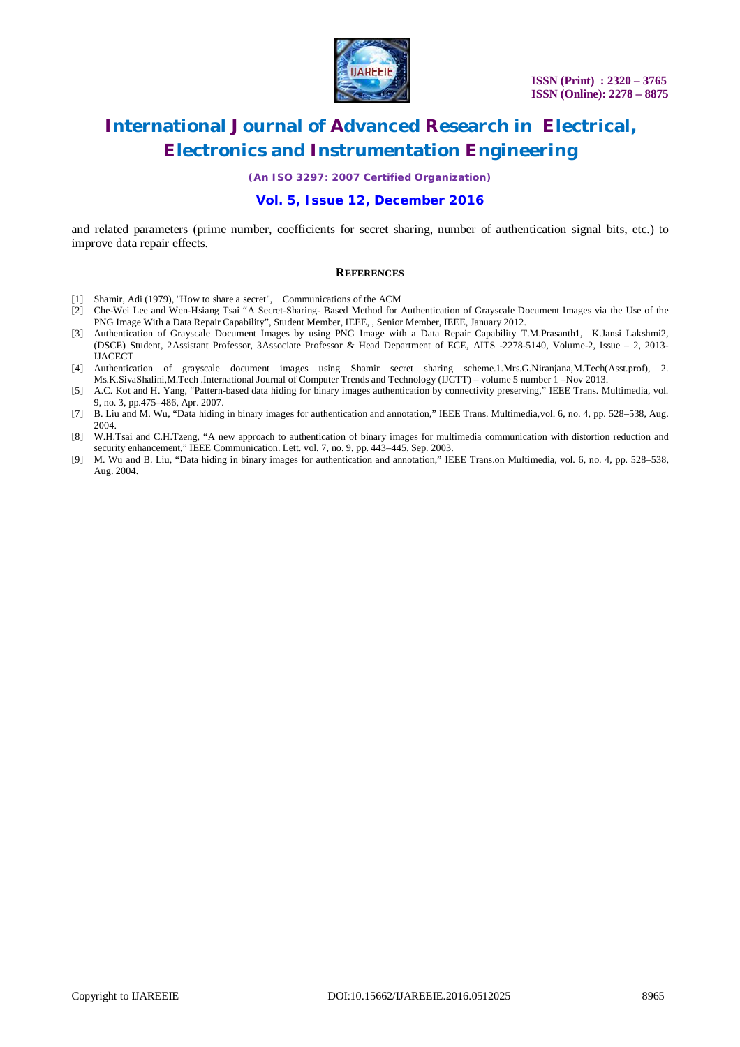and related parameters (prime number, coefficients for secret sharing, number of authentication signal bits, etc.) to improve data repair effects.

## REFERENCES

[1] Shamir, Adi (1979), "How to share a secret", Communications of the ACM
[2] Che-Wei Lee and Wen-Hsiang Tsai "A Secret-Sharing- Based Method for Authentication of Grayscale Document Images via the Use of the PNG Image With a Data Repair Capability", Student Member, IEEE, , Senior Member, IEEE, January 2012.
[3] Authentication of Grayscale Document Images by using PNG Image with a Data Repair Capability T.M.Prasanth1, K.Jansi Lakshmi2, (DSCE) Student, 2Assistant Professor, 3Associate Professor & Head Department of ECE, AITS -2278-5140, Volume-2, Issue – 2, 2013-IJACECT
[4] Authentication of grayscale document images using Shamir secret sharing scheme.1.Mrs.G.Niranjana,M.Tech(Asst.prof), 2. Ms.K.SivaShalini,M.Tech .International Journal of Computer Trends and Technology (IJCTT) – volume 5 number 1 –Nov 2013.
[5] A.C. Kot and H. Yang, "Pattern-based data hiding for binary images authentication by connectivity preserving," IEEE Trans. Multimedia, vol. 9, no. 3, pp.475–486, Apr. 2007.
[7] B. Liu and M. Wu, "Data hiding in binary images for authentication and annotation," IEEE Trans. Multimedia,vol. 6, no. 4, pp. 528–538, Aug. 2004.
[8] W.H.Tsai and C.H.Tzeng, "A new approach to authentication of binary images for multimedia communication with distortion reduction and security enhancement," IEEE Communication. Lett. vol. 7, no. 9, pp. 443–445, Sep. 2003.
[9] M. Wu and B. Liu, "Data hiding in binary images for authentication and annotation," IEEE Trans.on Multimedia, vol. 6, no. 4, pp. 528–538, Aug. 2004.